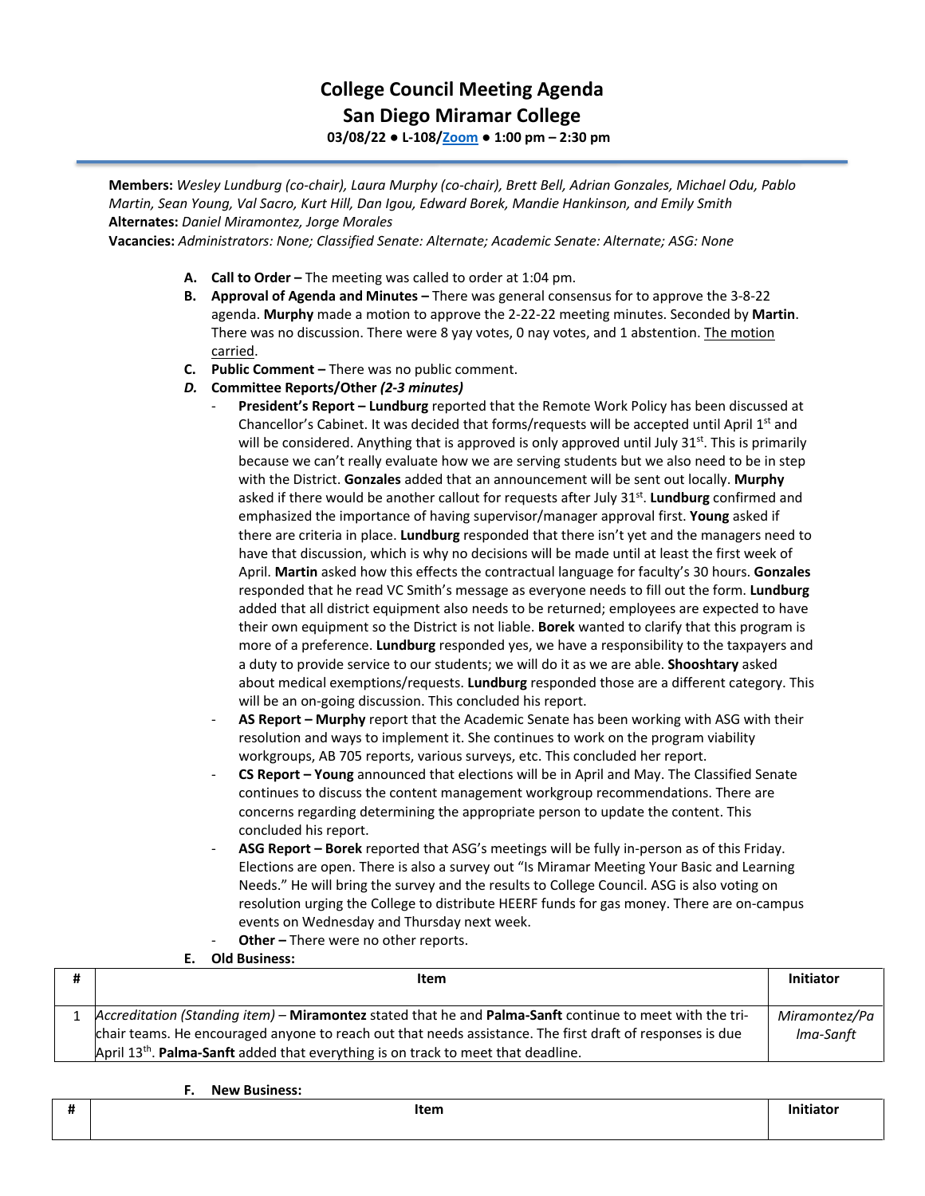# College Council Meeting Agenda
## San Diego Miramar College
**03/08/22 ● L-108/Zoom ● 1:00 pm – 2:30 pm**

**Members:** *Wesley Lundburg (co-chair), Laura Murphy (co-chair), Brett Bell, Adrian Gonzales, Michael Odu, Pablo Martin, Sean Young, Val Sacro, Kurt Hill, Dan Igou, Edward Borek, Mandie Hankinson, and Emily Smith*
**Alternates:** *Daniel Miramontez, Jorge Morales*
**Vacancies:** *Administrators: None; Classified Senate: Alternate; Academic Senate: Alternate; ASG: None*

**A. Call to Order –** The meeting was called to order at 1:04 pm.

**B. Approval of Agenda and Minutes –** There was general consensus for to approve the 3-8-22 agenda. **Murphy** made a motion to approve the 2-22-22 meeting minutes. Seconded by **Martin**. There was no discussion. There were 8 yay votes, 0 nay votes, and 1 abstention. The motion carried.

**C. Public Comment –** There was no public comment.

***D.* Committee Reports/Other *(2-3 minutes)***

- **President's Report – Lundburg** reported that the Remote Work Policy has been discussed at Chancellor's Cabinet. It was decided that forms/requests will be accepted until April 1st and will be considered. Anything that is approved is only approved until July 31st. This is primarily because we can't really evaluate how we are serving students but we also need to be in step with the District. **Gonzales** added that an announcement will be sent out locally. **Murphy** asked if there would be another callout for requests after July 31st. **Lundburg** confirmed and emphasized the importance of having supervisor/manager approval first. **Young** asked if there are criteria in place. **Lundburg** responded that there isn't yet and the managers need to have that discussion, which is why no decisions will be made until at least the first week of April. **Martin** asked how this effects the contractual language for faculty's 30 hours. **Gonzales** responded that he read VC Smith's message as everyone needs to fill out the form. **Lundburg** added that all district equipment also needs to be returned; employees are expected to have their own equipment so the District is not liable. **Borek** wanted to clarify that this program is more of a preference. **Lundburg** responded yes, we have a responsibility to the taxpayers and a duty to provide service to our students; we will do it as we are able. **Shooshtary** asked about medical exemptions/requests. **Lundburg** responded those are a different category. This will be an on-going discussion. This concluded his report.
- **AS Report – Murphy** report that the Academic Senate has been working with ASG with their resolution and ways to implement it. She continues to work on the program viability workgroups, AB 705 reports, various surveys, etc. This concluded her report.
- **CS Report – Young** announced that elections will be in April and May. The Classified Senate continues to discuss the content management workgroup recommendations. There are concerns regarding determining the appropriate person to update the content. This concluded his report.
- **ASG Report – Borek** reported that ASG's meetings will be fully in-person as of this Friday. Elections are open. There is also a survey out "Is Miramar Meeting Your Basic and Learning Needs." He will bring the survey and the results to College Council. ASG is also voting on resolution urging the College to distribute HEERF funds for gas money. There are on-campus events on Wednesday and Thursday next week.
- **Other –** There were no other reports.

**E. Old Business:**

| # | Item | Initiator |
|---|---|---|
| 1 | *Accreditation (Standing item)* – **Miramontez** stated that he and **Palma-Sanft** continue to meet with the tri-chair teams. He encouraged anyone to reach out that needs assistance. The first draft of responses is due April 13th. **Palma-Sanft** added that everything is on track to meet that deadline. | *Miramontez/Palma-Sanft* |

**F. New Business:**

| # | Item | Initiator |
|---|---|---|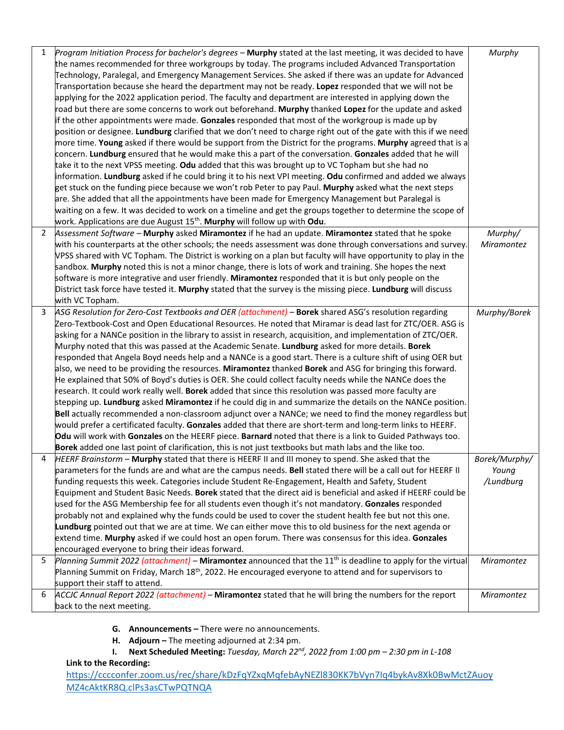| | | |
|---|---|---|
| 1 | *Program Initiation Process for bachelor's degrees* – **Murphy** stated at the last meeting, it was decided to have the names recommended for three workgroups by today. The programs included Advanced Transportation Technology, Paralegal, and Emergency Management Services. She asked if there was an update for Advanced Transportation because she heard the department may not be ready. **Lopez** responded that we will not be applying for the 2022 application period. The faculty and department are interested in applying down the road but there are some concerns to work out beforehand. **Murphy** thanked **Lopez** for the update and asked if the other appointments were made. **Gonzales** responded that most of the workgroup is made up by position or designee. **Lundburg** clarified that we don't need to charge right out of the gate with this if we need more time. **Young** asked if there would be support from the District for the programs. **Murphy** agreed that is a concern. **Lundburg** ensured that he would make this a part of the conversation. **Gonzales** added that he will take it to the next VPSS meeting. **Odu** added that this was brought up to VC Topham but she had no information. **Lundburg** asked if he could bring it to his next VPI meeting. **Odu** confirmed and added we always get stuck on the funding piece because we won't rob Peter to pay Paul. **Murphy** asked what the next steps are. She added that all the appointments have been made for Emergency Management but Paralegal is waiting on a few. It was decided to work on a timeline and get the groups together to determine the scope of work. Applications are due August 15th. **Murphy** will follow up with **Odu**. | *Murphy* |
| 2 | *Assessment Software* – **Murphy** asked **Miramontez** if he had an update. **Miramontez** stated that he spoke with his counterparts at the other schools; the needs assessment was done through conversations and survey. VPSS shared with VC Topham. The District is working on a plan but faculty will have opportunity to play in the sandbox. **Murphy** noted this is not a minor change, there is lots of work and training. She hopes the next software is more integrative and user friendly. **Miramontez** responded that it is but only people on the District task force have tested it. **Murphy** stated that the survey is the missing piece. **Lundburg** will discuss with VC Topham. | *Murphy/ Miramontez* |
| 3 | *ASG Resolution for Zero-Cost Textbooks and OER (attachment)* – **Borek** shared ASG's resolution regarding Zero-Textbook-Cost and Open Educational Resources. He noted that Miramar is dead last for ZTC/OER. ASG is asking for a NANCe position in the library to assist in research, acquisition, and implementation of ZTC/OER. Murphy noted that this was passed at the Academic Senate. **Lundburg** asked for more details. **Borek** responded that Angela Boyd needs help and a NANCe is a good start. There is a culture shift of using OER but also, we need to be providing the resources. **Miramontez** thanked **Borek** and ASG for bringing this forward. He explained that 50% of Boyd's duties is OER. She could collect faculty needs while the NANCe does the research. It could work really well. **Borek** added that since this resolution was passed more faculty are stepping up. **Lundburg** asked **Miramontez** if he could dig in and summarize the details on the NANCe position. **Bell** actually recommended a non-classroom adjunct over a NANCe; we need to find the money regardless but would prefer a certificated faculty. **Gonzales** added that there are short-term and long-term links to HEERF. **Odu** will work with **Gonzales** on the HEERF piece. **Barnard** noted that there is a link to Guided Pathways too. **Borek** added one last point of clarification, this is not just textbooks but math labs and the like too. | *Murphy/Borek* |
| 4 | *HEERF Brainstorm* – **Murphy** stated that there is HEERF II and III money to spend. She asked that the parameters for the funds are and what are the campus needs. **Bell** stated there will be a call out for HEERF II funding requests this week. Categories include Student Re-Engagement, Health and Safety, Student Equipment and Student Basic Needs. **Borek** stated that the direct aid is beneficial and asked if HEERF could be used for the ASG Membership fee for all students even though it's not mandatory. **Gonzales** responded probably not and explained why the funds could be used to cover the student health fee but not this one. **Lundburg** pointed out that we are at time. We can either move this to old business for the next agenda or extend time. **Murphy** asked if we could host an open forum. There was consensus for this idea. **Gonzales** encouraged everyone to bring their ideas forward. | *Borek/Murphy/ Young /Lundburg* |
| 5 | *Planning Summit 2022 (attachment)* – **Miramontez** announced that the 11th is deadline to apply for the virtual Planning Summit on Friday, March 18th, 2022. He encouraged everyone to attend and for supervisors to support their staff to attend. | *Miramontez* |
| 6 | *ACCJC Annual Report 2022 (attachment)* – **Miramontez** stated that he will bring the numbers for the report back to the next meeting. | *Miramontez* |

**G. Announcements –** There were no announcements.

**H. Adjourn –** The meeting adjourned at 2:34 pm.

**I. Next Scheduled Meeting:** *Tuesday, March 22nd, 2022 from 1:00 pm – 2:30 pm in L-108*

**Link to the Recording:**
https://cccconfer.zoom.us/rec/share/kDzFqYZxqMqfebAyNEZl830KK7bVyn7Iq4bykAv8Xk0BwMctZAuoyMZ4cAktKR8Q.clPs3asCTwPQTNQA